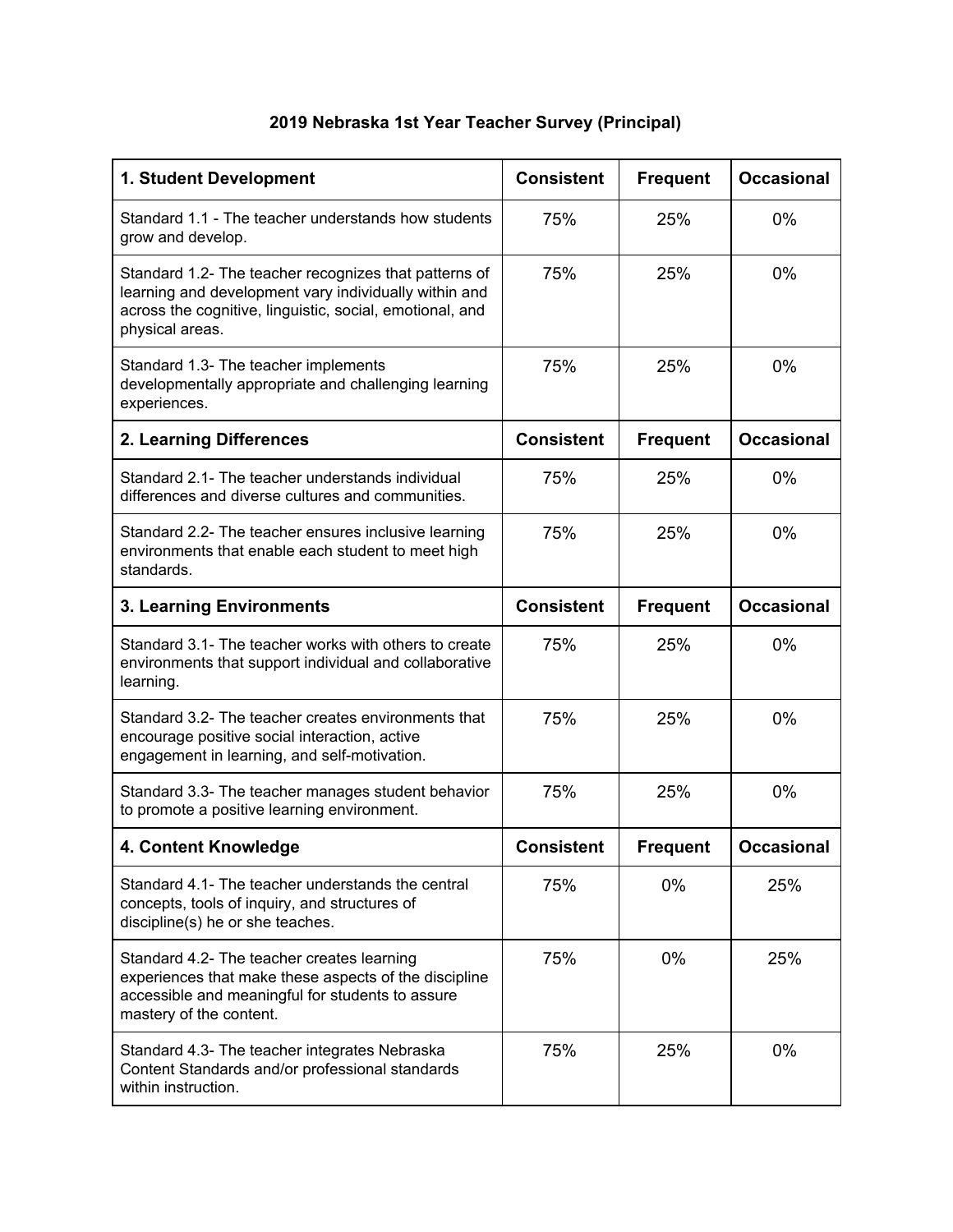# 2019 Nebraska 1st Year Teacher Survey (Principal)

| **1. Student Development** | **Consistent** | **Frequent** | **Occasional** |
|---|---|---|---|
| Standard 1.1 - The teacher understands how students grow and develop. | 75% | 25% | 0% |
| Standard 1.2- The teacher recognizes that patterns of learning and development vary individually within and across the cognitive, linguistic, social, emotional, and physical areas. | 75% | 25% | 0% |
| Standard 1.3- The teacher implements developmentally appropriate and challenging learning experiences. | 75% | 25% | 0% |
| **2. Learning Differences** | **Consistent** | **Frequent** | **Occasional** |
| Standard 2.1- The teacher understands individual differences and diverse cultures and communities. | 75% | 25% | 0% |
| Standard 2.2- The teacher ensures inclusive learning environments that enable each student to meet high standards. | 75% | 25% | 0% |
| **3. Learning Environments** | **Consistent** | **Frequent** | **Occasional** |
| Standard 3.1- The teacher works with others to create environments that support individual and collaborative learning. | 75% | 25% | 0% |
| Standard 3.2- The teacher creates environments that encourage positive social interaction, active engagement in learning, and self-motivation. | 75% | 25% | 0% |
| Standard 3.3- The teacher manages student behavior to promote a positive learning environment. | 75% | 25% | 0% |
| **4. Content Knowledge** | **Consistent** | **Frequent** | **Occasional** |
| Standard 4.1- The teacher understands the central concepts, tools of inquiry, and structures of discipline(s) he or she teaches. | 75% | 0% | 25% |
| Standard 4.2- The teacher creates learning experiences that make these aspects of the discipline accessible and meaningful for students to assure mastery of the content. | 75% | 0% | 25% |
| Standard 4.3- The teacher integrates Nebraska Content Standards and/or professional standards within instruction. | 75% | 25% | 0% |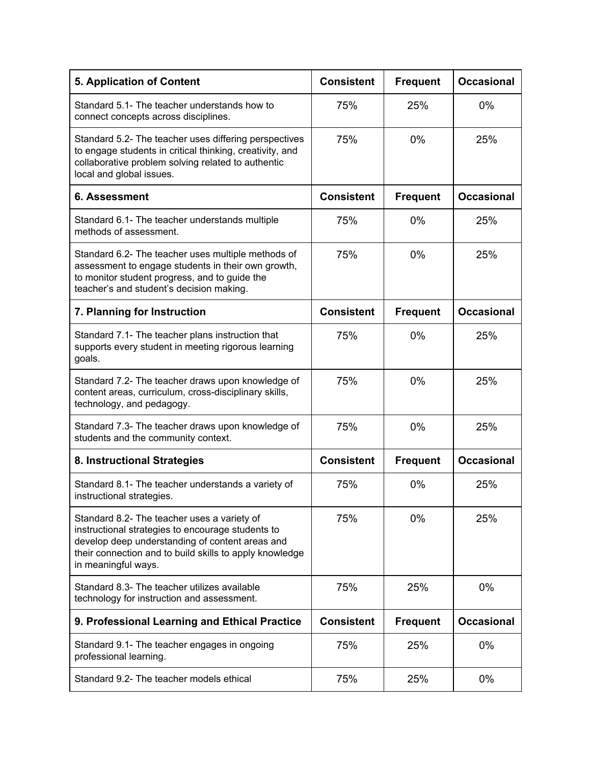| 5. Application of Content | Consistent | Frequent | Occasional |
|---|---|---|---|
| Standard 5.1- The teacher understands how to connect concepts across disciplines. | 75% | 25% | 0% |
| Standard 5.2- The teacher uses differing perspectives to engage students in critical thinking, creativity, and collaborative problem solving related to authentic local and global issues. | 75% | 0% | 25% |
| **6. Assessment** | **Consistent** | **Frequent** | **Occasional** |
| Standard 6.1- The teacher understands multiple methods of assessment. | 75% | 0% | 25% |
| Standard 6.2- The teacher uses multiple methods of assessment to engage students in their own growth, to monitor student progress, and to guide the teacher's and student's decision making. | 75% | 0% | 25% |
| **7. Planning for Instruction** | **Consistent** | **Frequent** | **Occasional** |
| Standard 7.1- The teacher plans instruction that supports every student in meeting rigorous learning goals. | 75% | 0% | 25% |
| Standard 7.2- The teacher draws upon knowledge of content areas, curriculum, cross-disciplinary skills, technology, and pedagogy. | 75% | 0% | 25% |
| Standard 7.3- The teacher draws upon knowledge of students and the community context. | 75% | 0% | 25% |
| **8. Instructional Strategies** | **Consistent** | **Frequent** | **Occasional** |
| Standard 8.1- The teacher understands a variety of instructional strategies. | 75% | 0% | 25% |
| Standard 8.2- The teacher uses a variety of instructional strategies to encourage students to develop deep understanding of content areas and their connection and to build skills to apply knowledge in meaningful ways. | 75% | 0% | 25% |
| Standard 8.3- The teacher utilizes available technology for instruction and assessment. | 75% | 25% | 0% |
| **9. Professional Learning and Ethical Practice** | **Consistent** | **Frequent** | **Occasional** |
| Standard 9.1- The teacher engages in ongoing professional learning. | 75% | 25% | 0% |
| Standard 9.2- The teacher models ethical | 75% | 25% | 0% |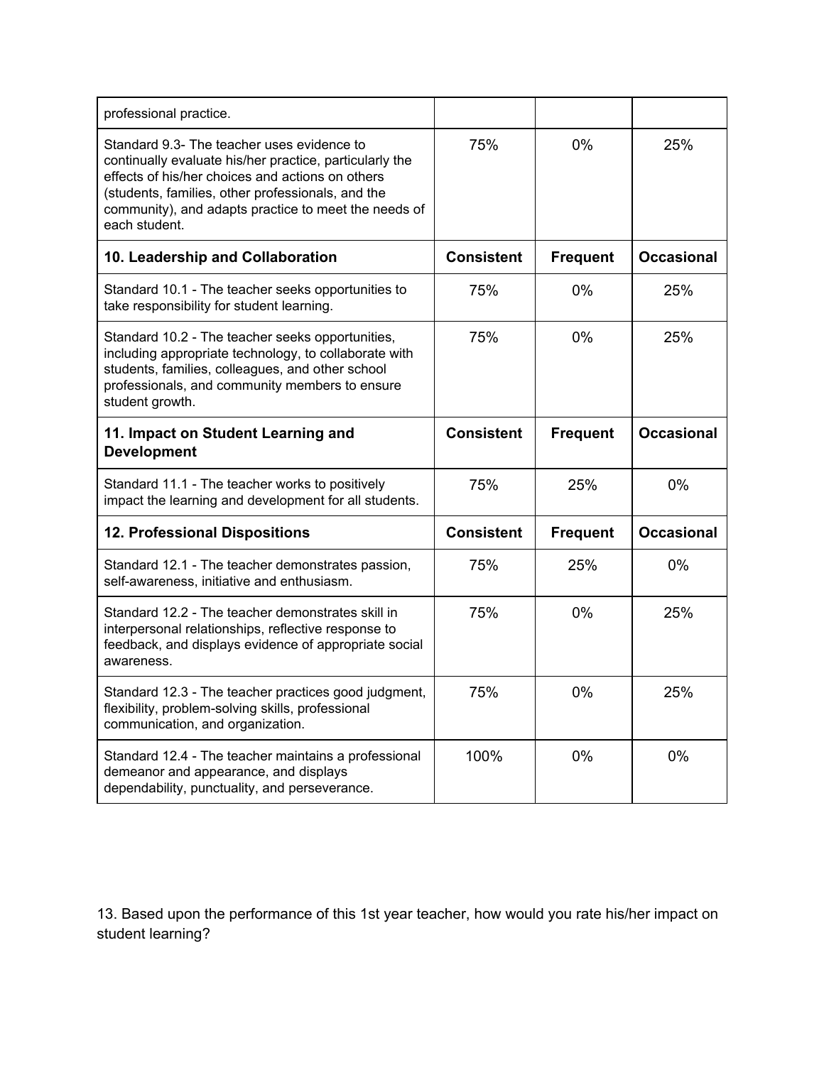| professional practice. | | | |
|---|---|---|---|
| Standard 9.3- The teacher uses evidence to continually evaluate his/her practice, particularly the effects of his/her choices and actions on others (students, families, other professionals, and the community), and adapts practice to meet the needs of each student. | 75% | 0% | 25% |
| **10. Leadership and Collaboration** | **Consistent** | **Frequent** | **Occasional** |
| Standard 10.1 - The teacher seeks opportunities to take responsibility for student learning. | 75% | 0% | 25% |
| Standard 10.2 - The teacher seeks opportunities, including appropriate technology, to collaborate with students, families, colleagues, and other school professionals, and community members to ensure student growth. | 75% | 0% | 25% |
| **11. Impact on Student Learning and Development** | **Consistent** | **Frequent** | **Occasional** |
| Standard 11.1 - The teacher works to positively impact the learning and development for all students. | 75% | 25% | 0% |
| **12. Professional Dispositions** | **Consistent** | **Frequent** | **Occasional** |
| Standard 12.1 - The teacher demonstrates passion, self-awareness, initiative and enthusiasm. | 75% | 25% | 0% |
| Standard 12.2 - The teacher demonstrates skill in interpersonal relationships, reflective response to feedback, and displays evidence of appropriate social awareness. | 75% | 0% | 25% |
| Standard 12.3 - The teacher practices good judgment, flexibility, problem-solving skills, professional communication, and organization. | 75% | 0% | 25% |
| Standard 12.4 - The teacher maintains a professional demeanor and appearance, and displays dependability, punctuality, and perseverance. | 100% | 0% | 0% |

13. Based upon the performance of this 1st year teacher, how would you rate his/her impact on student learning?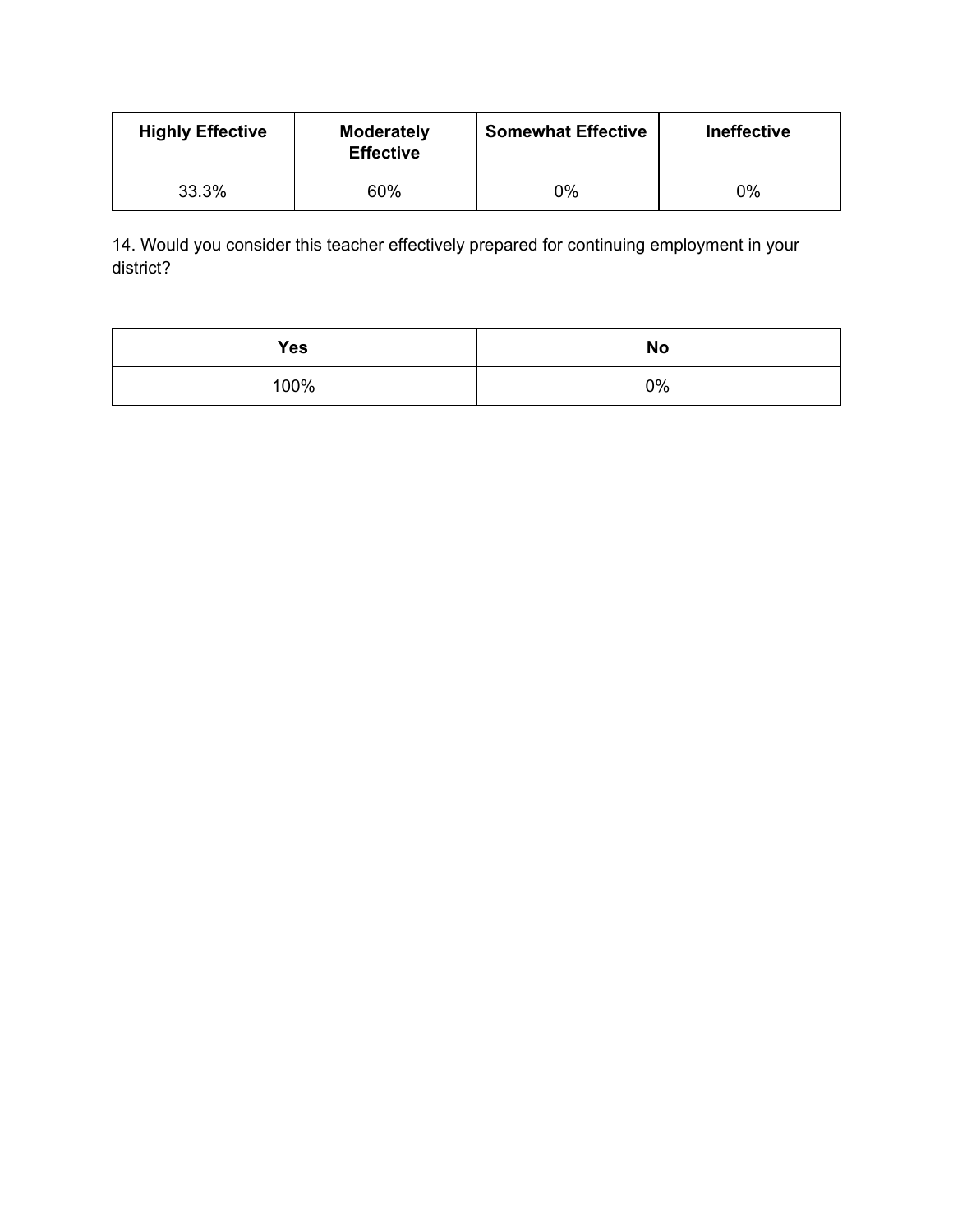| Highly Effective | Moderately Effective | Somewhat Effective | Ineffective |
|---|---|---|---|
| 33.3% | 60% | 0% | 0% |

14. Would you consider this teacher effectively prepared for continuing employment in your district?

| Yes | No |
|---|---|
| 100% | 0% |